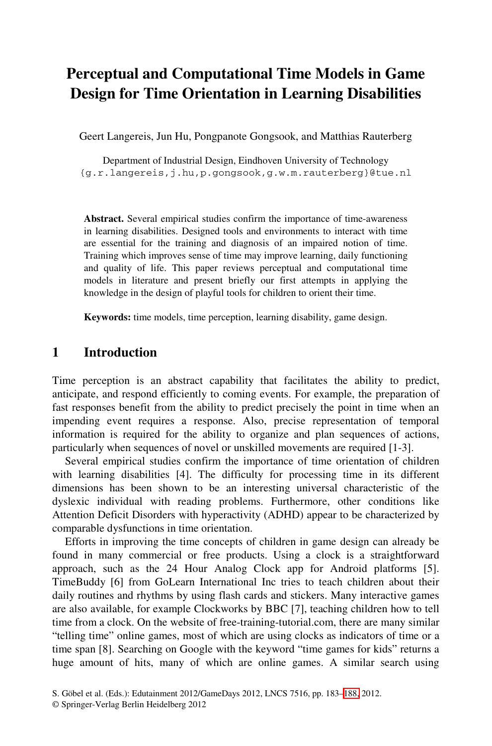# Perceptual and Computational Time Models in Game Design for Time Orientation in Learning Disabilities

Geert Langereis, Jun Hu, Pongpanote Gongsook, and Matthias Rauterberg

Department of Industrial Design, Eindhoven University of Technology
{g.r.langereis,j.hu,p.gongsook,g.w.m.rauterberg}@tue.nl

**Abstract.** Several empirical studies confirm the importance of time-awareness in learning disabilities. Designed tools and environments to interact with time are essential for the training and diagnosis of an impaired notion of time. Training which improves sense of time may improve learning, daily functioning and quality of life. This paper reviews perceptual and computational time models in literature and present briefly our first attempts in applying the knowledge in the design of playful tools for children to orient their time.

**Keywords:** time models, time perception, learning disability, game design.

## 1 Introduction

Time perception is an abstract capability that facilitates the ability to predict, anticipate, and respond efficiently to coming events. For example, the preparation of fast responses benefit from the ability to predict precisely the point in time when an impending event requires a response. Also, precise representation of temporal information is required for the ability to organize and plan sequences of actions, particularly when sequences of novel or unskilled movements are required [1-3].

Several empirical studies confirm the importance of time orientation of children with learning disabilities [4]. The difficulty for processing time in its different dimensions has been shown to be an interesting universal characteristic of the dyslexic individual with reading problems. Furthermore, other conditions like Attention Deficit Disorders with hyperactivity (ADHD) appear to be characterized by comparable dysfunctions in time orientation.

Efforts in improving the time concepts of children in game design can already be found in many commercial or free products. Using a clock is a straightforward approach, such as the 24 Hour Analog Clock app for Android platforms [5]. TimeBuddy [6] from GoLearn International Inc tries to teach children about their daily routines and rhythms by using flash cards and stickers. Many interactive games are also available, for example Clockworks by BBC [7], teaching children how to tell time from a clock. On the website of free-training-tutorial.com, there are many similar "telling time" online games, most of which are using clocks as indicators of time or a time span [8]. Searching on Google with the keyword "time games for kids" returns a huge amount of hits, many of which are online games. A similar search using

S. Göbel et al. (Eds.): Edutainment 2012/GameDays 2012, LNCS 7516, pp. 183–188, 2012.
© Springer-Verlag Berlin Heidelberg 2012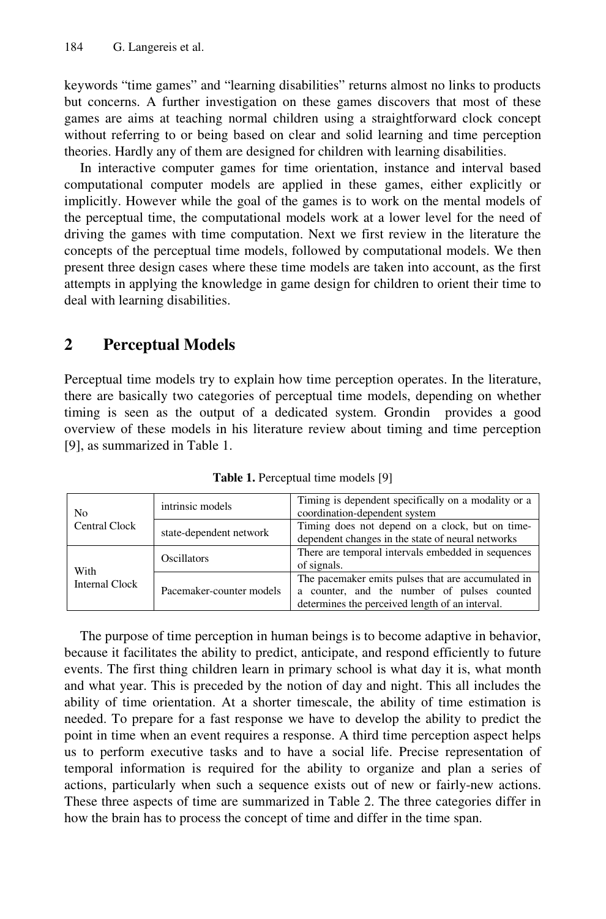keywords "time games" and "learning disabilities" returns almost no links to products but concerns. A further investigation on these games discovers that most of these games are aims at teaching normal children using a straightforward clock concept without referring to or being based on clear and solid learning and time perception theories. Hardly any of them are designed for children with learning disabilities.

In interactive computer games for time orientation, instance and interval based computational computer models are applied in these games, either explicitly or implicitly. However while the goal of the games is to work on the mental models of the perceptual time, the computational models work at a lower level for the need of driving the games with time computation. Next we first review in the literature the concepts of the perceptual time models, followed by computational models. We then present three design cases where these time models are taken into account, as the first attempts in applying the knowledge in game design for children to orient their time to deal with learning disabilities.

## 2 Perceptual Models

Perceptual time models try to explain how time perception operates. In the literature, there are basically two categories of perceptual time models, depending on whether timing is seen as the output of a dedicated system. Grondin provides a good overview of these models in his literature review about timing and time perception [9], as summarized in Table 1.

**Table 1.** Perceptual time models [9]

| | | |
|---|---|---|
| No Central Clock | intrinsic models | Timing is dependent specifically on a modality or a coordination-dependent system |
| | state-dependent network | Timing does not depend on a clock, but on time-dependent changes in the state of neural networks |
| With Internal Clock | Oscillators | There are temporal intervals embedded in sequences of signals. |
| | Pacemaker-counter models | The pacemaker emits pulses that are accumulated in a counter, and the number of pulses counted determines the perceived length of an interval. |

The purpose of time perception in human beings is to become adaptive in behavior, because it facilitates the ability to predict, anticipate, and respond efficiently to future events. The first thing children learn in primary school is what day it is, what month and what year. This is preceded by the notion of day and night. This all includes the ability of time orientation. At a shorter timescale, the ability of time estimation is needed. To prepare for a fast response we have to develop the ability to predict the point in time when an event requires a response. A third time perception aspect helps us to perform executive tasks and to have a social life. Precise representation of temporal information is required for the ability to organize and plan a series of actions, particularly when such a sequence exists out of new or fairly-new actions. These three aspects of time are summarized in Table 2. The three categories differ in how the brain has to process the concept of time and differ in the time span.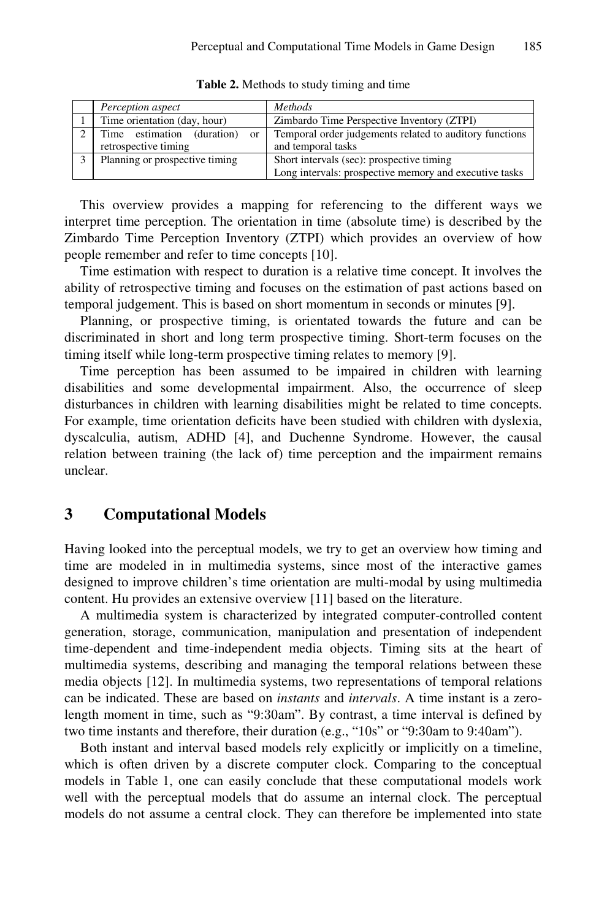**Table 2.** Methods to study timing and time

| | *Perception aspect* | *Methods* |
|---|---|---|
| 1 | Time orientation (day, hour) | Zimbardo Time Perspective Inventory (ZTPI) |
| 2 | Time estimation (duration) or retrospective timing | Temporal order judgements related to auditory functions and temporal tasks |
| 3 | Planning or prospective timing | Short intervals (sec): prospective timing<br>Long intervals: prospective memory and executive tasks |

This overview provides a mapping for referencing to the different ways we interpret time perception. The orientation in time (absolute time) is described by the Zimbardo Time Perception Inventory (ZTPI) which provides an overview of how people remember and refer to time concepts [10].

Time estimation with respect to duration is a relative time concept. It involves the ability of retrospective timing and focuses on the estimation of past actions based on temporal judgement. This is based on short momentum in seconds or minutes [9].

Planning, or prospective timing, is orientated towards the future and can be discriminated in short and long term prospective timing. Short-term focuses on the timing itself while long-term prospective timing relates to memory [9].

Time perception has been assumed to be impaired in children with learning disabilities and some developmental impairment. Also, the occurrence of sleep disturbances in children with learning disabilities might be related to time concepts. For example, time orientation deficits have been studied with children with dyslexia, dyscalculia, autism, ADHD [4], and Duchenne Syndrome. However, the causal relation between training (the lack of) time perception and the impairment remains unclear.

# 3 Computational Models

Having looked into the perceptual models, we try to get an overview how timing and time are modeled in in multimedia systems, since most of the interactive games designed to improve children's time orientation are multi-modal by using multimedia content. Hu provides an extensive overview [11] based on the literature.

A multimedia system is characterized by integrated computer-controlled content generation, storage, communication, manipulation and presentation of independent time-dependent and time-independent media objects. Timing sits at the heart of multimedia systems, describing and managing the temporal relations between these media objects [12]. In multimedia systems, two representations of temporal relations can be indicated. These are based on *instants* and *intervals*. A time instant is a zero-length moment in time, such as "9:30am". By contrast, a time interval is defined by two time instants and therefore, their duration (e.g., "10s" or "9:30am to 9:40am").

Both instant and interval based models rely explicitly or implicitly on a timeline, which is often driven by a discrete computer clock. Comparing to the conceptual models in Table 1, one can easily conclude that these computational models work well with the perceptual models that do assume an internal clock. The perceptual models do not assume a central clock. They can therefore be implemented into state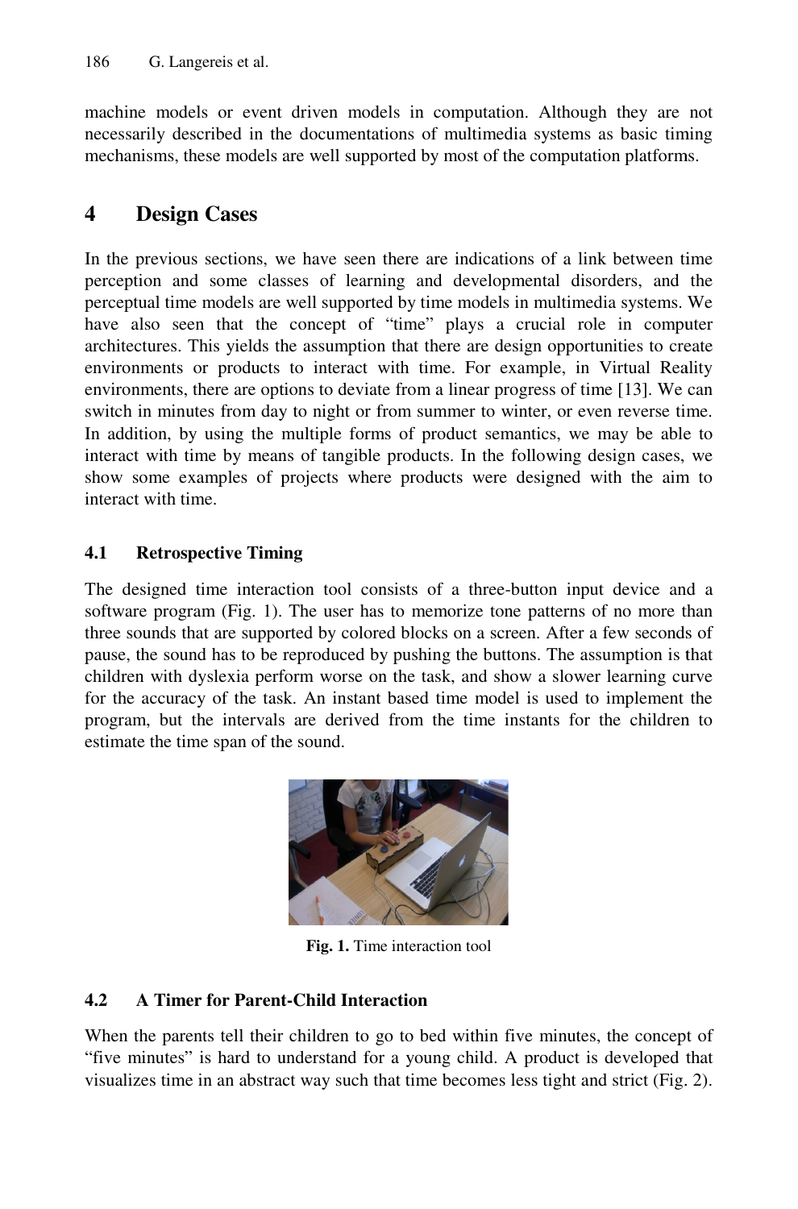machine models or event driven models in computation. Although they are not necessarily described in the documentations of multimedia systems as basic timing mechanisms, these models are well supported by most of the computation platforms.

## 4 Design Cases

In the previous sections, we have seen there are indications of a link between time perception and some classes of learning and developmental disorders, and the perceptual time models are well supported by time models in multimedia systems. We have also seen that the concept of "time" plays a crucial role in computer architectures. This yields the assumption that there are design opportunities to create environments or products to interact with time. For example, in Virtual Reality environments, there are options to deviate from a linear progress of time [13]. We can switch in minutes from day to night or from summer to winter, or even reverse time. In addition, by using the multiple forms of product semantics, we may be able to interact with time by means of tangible products. In the following design cases, we show some examples of projects where products were designed with the aim to interact with time.

### 4.1 Retrospective Timing

The designed time interaction tool consists of a three-button input device and a software program (Fig. 1). The user has to memorize tone patterns of no more than three sounds that are supported by colored blocks on a screen. After a few seconds of pause, the sound has to be reproduced by pushing the buttons. The assumption is that children with dyslexia perform worse on the task, and show a slower learning curve for the accuracy of the task. An instant based time model is used to implement the program, but the intervals are derived from the time instants for the children to estimate the time span of the sound.

**Fig. 1.** Time interaction tool

### 4.2 A Timer for Parent-Child Interaction

When the parents tell their children to go to bed within five minutes, the concept of "five minutes" is hard to understand for a young child. A product is developed that visualizes time in an abstract way such that time becomes less tight and strict (Fig. 2).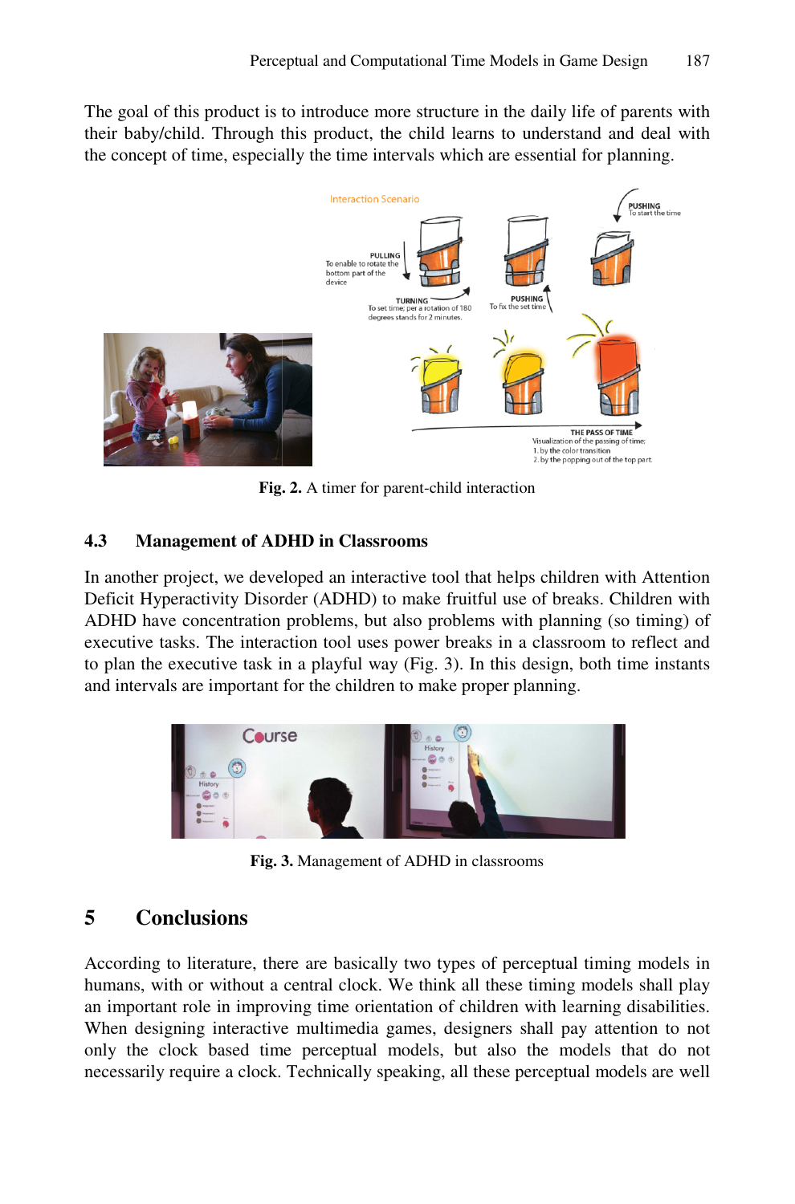The goal of this product is to introduce more structure in the daily life of parents with their baby/child. Through this product, the child learns to understand and deal with the concept of time, especially the time intervals which are essential for planning.

**Fig. 2.** A timer for parent-child interaction

### 4.3 Management of ADHD in Classrooms

In another project, we developed an interactive tool that helps children with Attention Deficit Hyperactivity Disorder (ADHD) to make fruitful use of breaks. Children with ADHD have concentration problems, but also problems with planning (so timing) of executive tasks. The interaction tool uses power breaks in a classroom to reflect and to plan the executive task in a playful way (Fig. 3). In this design, both time instants and intervals are important for the children to make proper planning.

**Fig. 3.** Management of ADHD in classrooms

## 5 Conclusions

According to literature, there are basically two types of perceptual timing models in humans, with or without a central clock. We think all these timing models shall play an important role in improving time orientation of children with learning disabilities. When designing interactive multimedia games, designers shall pay attention to not only the clock based time perceptual models, but also the models that do not necessarily require a clock. Technically speaking, all these perceptual models are well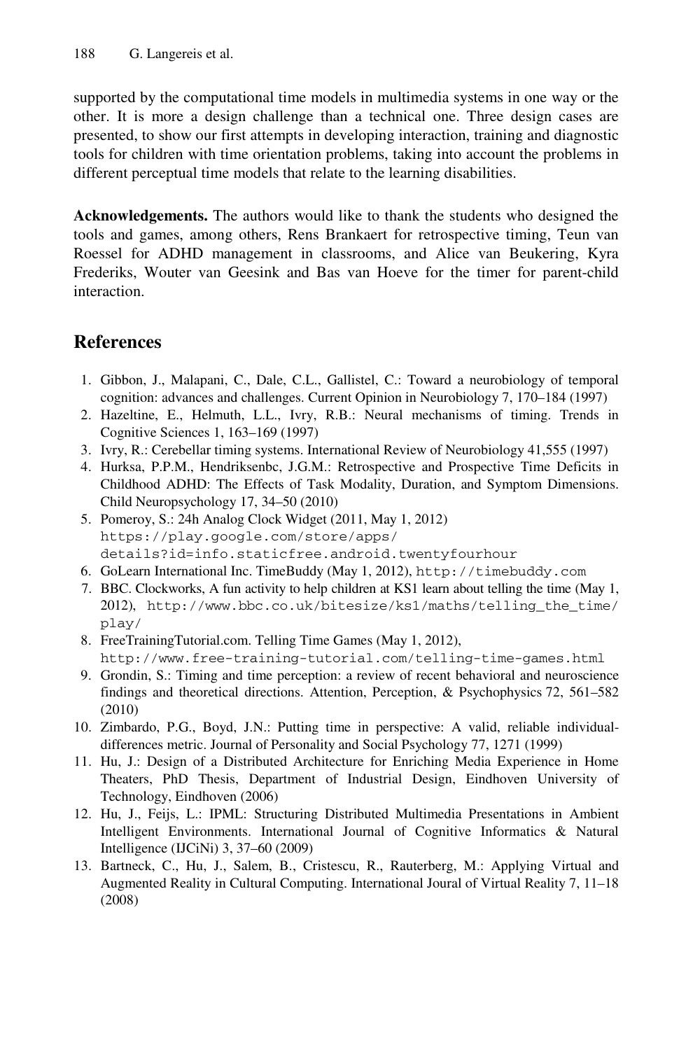supported by the computational time models in multimedia systems in one way or the other. It is more a design challenge than a technical one. Three design cases are presented, to show our first attempts in developing interaction, training and diagnostic tools for children with time orientation problems, taking into account the problems in different perceptual time models that relate to the learning disabilities.

**Acknowledgements.** The authors would like to thank the students who designed the tools and games, among others, Rens Brankaert for retrospective timing, Teun van Roessel for ADHD management in classrooms, and Alice van Beukering, Kyra Frederiks, Wouter van Geesink and Bas van Hoeve for the timer for parent-child interaction.

## References

1. Gibbon, J., Malapani, C., Dale, C.L., Gallistel, C.: Toward a neurobiology of temporal cognition: advances and challenges. Current Opinion in Neurobiology 7, 170–184 (1997)
2. Hazeltine, E., Helmuth, L.L., Ivry, R.B.: Neural mechanisms of timing. Trends in Cognitive Sciences 1, 163–169 (1997)
3. Ivry, R.: Cerebellar timing systems. International Review of Neurobiology 41,555 (1997)
4. Hurksa, P.P.M., Hendriksenbc, J.G.M.: Retrospective and Prospective Time Deficits in Childhood ADHD: The Effects of Task Modality, Duration, and Symptom Dimensions. Child Neuropsychology 17, 34–50 (2010)
5. Pomeroy, S.: 24h Analog Clock Widget (2011, May 1, 2012) `https://play.google.com/store/apps/details?id=info.staticfree.android.twentyfourhour`
6. GoLearn International Inc. TimeBuddy (May 1, 2012), `http://timebuddy.com`
7. BBC. Clockworks, A fun activity to help children at KS1 learn about telling the time (May 1, 2012), `http://www.bbc.co.uk/bitesize/ks1/maths/telling_the_time/play/`
8. FreeTrainingTutorial.com. Telling Time Games (May 1, 2012), `http://www.free-training-tutorial.com/telling-time-games.html`
9. Grondin, S.: Timing and time perception: a review of recent behavioral and neuroscience findings and theoretical directions. Attention, Perception, & Psychophysics 72, 561–582 (2010)
10. Zimbardo, P.G., Boyd, J.N.: Putting time in perspective: A valid, reliable individual-differences metric. Journal of Personality and Social Psychology 77, 1271 (1999)
11. Hu, J.: Design of a Distributed Architecture for Enriching Media Experience in Home Theaters, PhD Thesis, Department of Industrial Design, Eindhoven University of Technology, Eindhoven (2006)
12. Hu, J., Feijs, L.: IPML: Structuring Distributed Multimedia Presentations in Ambient Intelligent Environments. International Journal of Cognitive Informatics & Natural Intelligence (IJCiNi) 3, 37–60 (2009)
13. Bartneck, C., Hu, J., Salem, B., Cristescu, R., Rauterberg, M.: Applying Virtual and Augmented Reality in Cultural Computing. International Joural of Virtual Reality 7, 11–18 (2008)